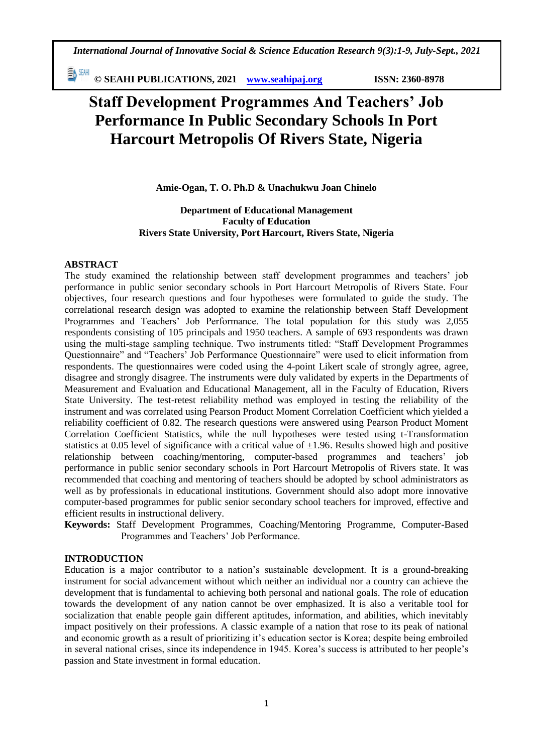# Staff Development Programmes And Teachers' Job Performance In Public Secondary Schools In Port Harcourt Metropolis Of Rivers State, Nigeria

**Amie-Ogan, T. O. Ph.D & Unachukwu Joan Chinelo**

**Department of Educational Management**
**Faculty of Education**
**Rivers State University, Port Harcourt, Rivers State, Nigeria**

## ABSTRACT

The study examined the relationship between staff development programmes and teachers' job performance in public senior secondary schools in Port Harcourt Metropolis of Rivers State. Four objectives, four research questions and four hypotheses were formulated to guide the study. The correlational research design was adopted to examine the relationship between Staff Development Programmes and Teachers' Job Performance. The total population for this study was 2,055 respondents consisting of 105 principals and 1950 teachers. A sample of 693 respondents was drawn using the multi-stage sampling technique. Two instruments titled: "Staff Development Programmes Questionnaire" and "Teachers' Job Performance Questionnaire" were used to elicit information from respondents. The questionnaires were coded using the 4-point Likert scale of strongly agree, agree, disagree and strongly disagree. The instruments were duly validated by experts in the Departments of Measurement and Evaluation and Educational Management, all in the Faculty of Education, Rivers State University. The test-retest reliability method was employed in testing the reliability of the instrument and was correlated using Pearson Product Moment Correlation Coefficient which yielded a reliability coefficient of 0.82. The research questions were answered using Pearson Product Moment Correlation Coefficient Statistics, while the null hypotheses were tested using t-Transformation statistics at 0.05 level of significance with a critical value of ±1.96. Results showed high and positive relationship between coaching/mentoring, computer-based programmes and teachers' job performance in public senior secondary schools in Port Harcourt Metropolis of Rivers state. It was recommended that coaching and mentoring of teachers should be adopted by school administrators as well as by professionals in educational institutions. Government should also adopt more innovative computer-based programmes for public senior secondary school teachers for improved, effective and efficient results in instructional delivery.

**Keywords:** Staff Development Programmes, Coaching/Mentoring Programme, Computer-Based Programmes and Teachers' Job Performance.

## INTRODUCTION

Education is a major contributor to a nation's sustainable development. It is a ground-breaking instrument for social advancement without which neither an individual nor a country can achieve the development that is fundamental to achieving both personal and national goals. The role of education towards the development of any nation cannot be over emphasized. It is also a veritable tool for socialization that enable people gain different aptitudes, information, and abilities, which inevitably impact positively on their professions. A classic example of a nation that rose to its peak of national and economic growth as a result of prioritizing it's education sector is Korea; despite being embroiled in several national crises, since its independence in 1945. Korea's success is attributed to her people's passion and State investment in formal education.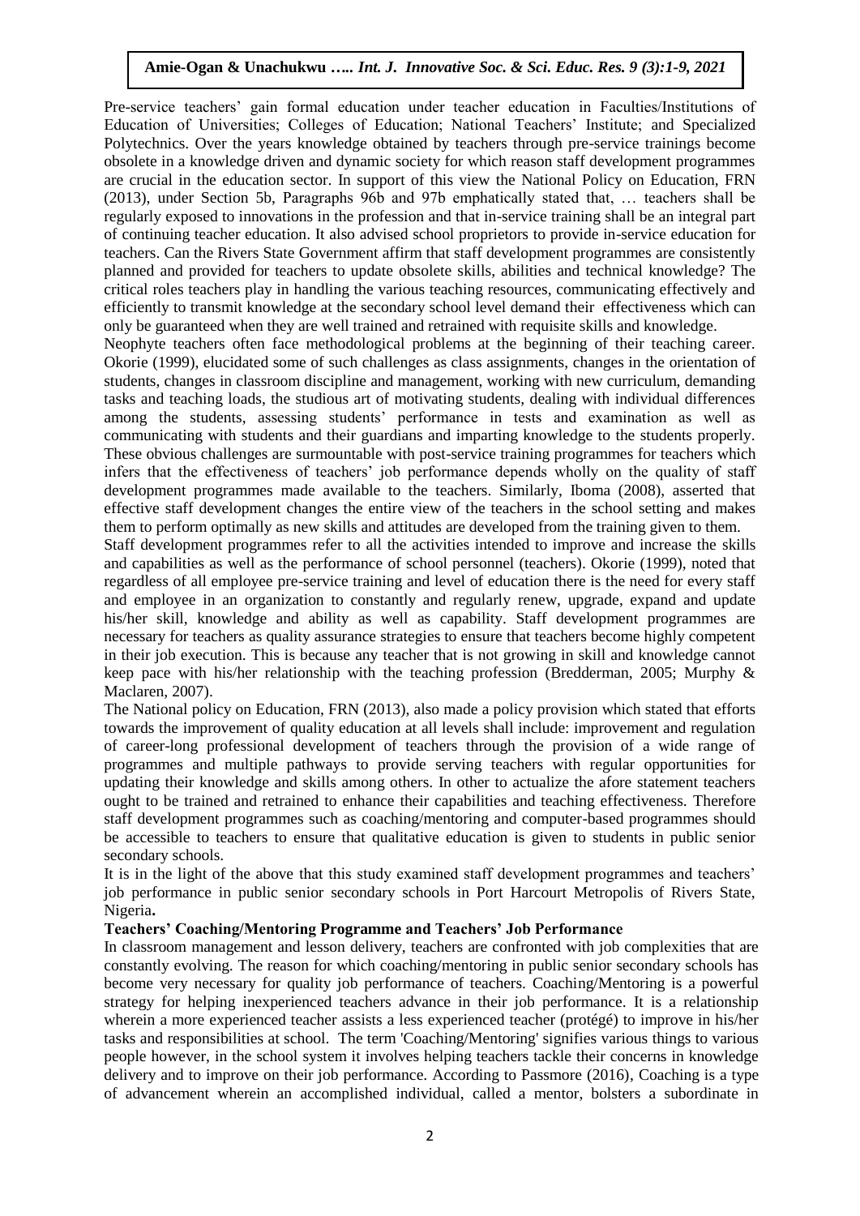Pre-service teachers' gain formal education under teacher education in Faculties/Institutions of Education of Universities; Colleges of Education; National Teachers' Institute; and Specialized Polytechnics. Over the years knowledge obtained by teachers through pre-service trainings become obsolete in a knowledge driven and dynamic society for which reason staff development programmes are crucial in the education sector. In support of this view the National Policy on Education, FRN (2013), under Section 5b, Paragraphs 96b and 97b emphatically stated that, … teachers shall be regularly exposed to innovations in the profession and that in-service training shall be an integral part of continuing teacher education. It also advised school proprietors to provide in-service education for teachers. Can the Rivers State Government affirm that staff development programmes are consistently planned and provided for teachers to update obsolete skills, abilities and technical knowledge? The critical roles teachers play in handling the various teaching resources, communicating effectively and efficiently to transmit knowledge at the secondary school level demand their effectiveness which can only be guaranteed when they are well trained and retrained with requisite skills and knowledge.

Neophyte teachers often face methodological problems at the beginning of their teaching career. Okorie (1999), elucidated some of such challenges as class assignments, changes in the orientation of students, changes in classroom discipline and management, working with new curriculum, demanding tasks and teaching loads, the studious art of motivating students, dealing with individual differences among the students, assessing students' performance in tests and examination as well as communicating with students and their guardians and imparting knowledge to the students properly. These obvious challenges are surmountable with post-service training programmes for teachers which infers that the effectiveness of teachers' job performance depends wholly on the quality of staff development programmes made available to the teachers. Similarly, Iboma (2008), asserted that effective staff development changes the entire view of the teachers in the school setting and makes them to perform optimally as new skills and attitudes are developed from the training given to them.

Staff development programmes refer to all the activities intended to improve and increase the skills and capabilities as well as the performance of school personnel (teachers). Okorie (1999), noted that regardless of all employee pre-service training and level of education there is the need for every staff and employee in an organization to constantly and regularly renew, upgrade, expand and update his/her skill, knowledge and ability as well as capability. Staff development programmes are necessary for teachers as quality assurance strategies to ensure that teachers become highly competent in their job execution. This is because any teacher that is not growing in skill and knowledge cannot keep pace with his/her relationship with the teaching profession (Bredderman, 2005; Murphy & Maclaren, 2007).

The National policy on Education, FRN (2013), also made a policy provision which stated that efforts towards the improvement of quality education at all levels shall include: improvement and regulation of career-long professional development of teachers through the provision of a wide range of programmes and multiple pathways to provide serving teachers with regular opportunities for updating their knowledge and skills among others. In other to actualize the afore statement teachers ought to be trained and retrained to enhance their capabilities and teaching effectiveness. Therefore staff development programmes such as coaching/mentoring and computer-based programmes should be accessible to teachers to ensure that qualitative education is given to students in public senior secondary schools.

It is in the light of the above that this study examined staff development programmes and teachers' job performance in public senior secondary schools in Port Harcourt Metropolis of Rivers State, Nigeria**.**

**Teachers' Coaching/Mentoring Programme and Teachers' Job Performance**

In classroom management and lesson delivery, teachers are confronted with job complexities that are constantly evolving. The reason for which coaching/mentoring in public senior secondary schools has become very necessary for quality job performance of teachers. Coaching/Mentoring is a powerful strategy for helping inexperienced teachers advance in their job performance. It is a relationship wherein a more experienced teacher assists a less experienced teacher (protégé) to improve in his/her tasks and responsibilities at school. The term 'Coaching/Mentoring' signifies various things to various people however, in the school system it involves helping teachers tackle their concerns in knowledge delivery and to improve on their job performance. According to Passmore (2016), Coaching is a type of advancement wherein an accomplished individual, called a mentor, bolsters a subordinate in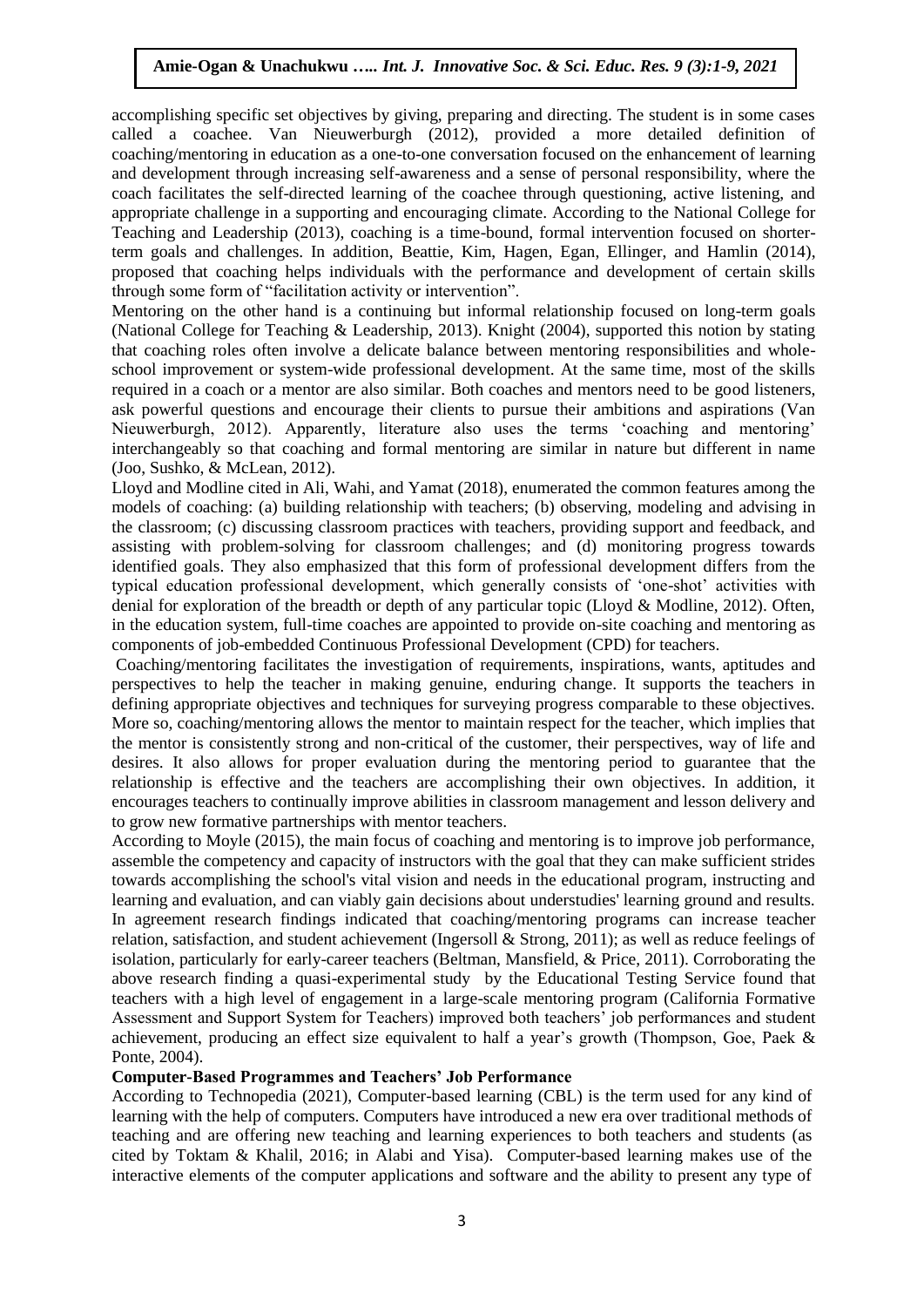accomplishing specific set objectives by giving, preparing and directing. The student is in some cases called a coachee. Van Nieuwerburgh (2012), provided a more detailed definition of coaching/mentoring in education as a one-to-one conversation focused on the enhancement of learning and development through increasing self-awareness and a sense of personal responsibility, where the coach facilitates the self-directed learning of the coachee through questioning, active listening, and appropriate challenge in a supporting and encouraging climate. According to the National College for Teaching and Leadership (2013), coaching is a time-bound, formal intervention focused on shorter-term goals and challenges. In addition, Beattie, Kim, Hagen, Egan, Ellinger, and Hamlin (2014), proposed that coaching helps individuals with the performance and development of certain skills through some form of "facilitation activity or intervention".

Mentoring on the other hand is a continuing but informal relationship focused on long-term goals (National College for Teaching & Leadership, 2013). Knight (2004), supported this notion by stating that coaching roles often involve a delicate balance between mentoring responsibilities and whole-school improvement or system-wide professional development. At the same time, most of the skills required in a coach or a mentor are also similar. Both coaches and mentors need to be good listeners, ask powerful questions and encourage their clients to pursue their ambitions and aspirations (Van Nieuwerburgh, 2012). Apparently, literature also uses the terms 'coaching and mentoring' interchangeably so that coaching and formal mentoring are similar in nature but different in name (Joo, Sushko, & McLean, 2012).

Lloyd and Modline cited in Ali, Wahi, and Yamat (2018), enumerated the common features among the models of coaching: (a) building relationship with teachers; (b) observing, modeling and advising in the classroom; (c) discussing classroom practices with teachers, providing support and feedback, and assisting with problem-solving for classroom challenges; and (d) monitoring progress towards identified goals. They also emphasized that this form of professional development differs from the typical education professional development, which generally consists of 'one-shot' activities with denial for exploration of the breadth or depth of any particular topic (Lloyd & Modline, 2012). Often, in the education system, full-time coaches are appointed to provide on-site coaching and mentoring as components of job-embedded Continuous Professional Development (CPD) for teachers.

Coaching/mentoring facilitates the investigation of requirements, inspirations, wants, aptitudes and perspectives to help the teacher in making genuine, enduring change. It supports the teachers in defining appropriate objectives and techniques for surveying progress comparable to these objectives. More so, coaching/mentoring allows the mentor to maintain respect for the teacher, which implies that the mentor is consistently strong and non-critical of the customer, their perspectives, way of life and desires. It also allows for proper evaluation during the mentoring period to guarantee that the relationship is effective and the teachers are accomplishing their own objectives. In addition, it encourages teachers to continually improve abilities in classroom management and lesson delivery and to grow new formative partnerships with mentor teachers.

According to Moyle (2015), the main focus of coaching and mentoring is to improve job performance, assemble the competency and capacity of instructors with the goal that they can make sufficient strides towards accomplishing the school's vital vision and needs in the educational program, instructing and learning and evaluation, and can viably gain decisions about understudies' learning ground and results. In agreement research findings indicated that coaching/mentoring programs can increase teacher relation, satisfaction, and student achievement (Ingersoll & Strong, 2011); as well as reduce feelings of isolation, particularly for early-career teachers (Beltman, Mansfield, & Price, 2011). Corroborating the above research finding a quasi-experimental study by the Educational Testing Service found that teachers with a high level of engagement in a large-scale mentoring program (California Formative Assessment and Support System for Teachers) improved both teachers' job performances and student achievement, producing an effect size equivalent to half a year's growth (Thompson, Goe, Paek & Ponte, 2004).

**Computer-Based Programmes and Teachers' Job Performance**

According to Technopedia (2021), Computer-based learning (CBL) is the term used for any kind of learning with the help of computers. Computers have introduced a new era over traditional methods of teaching and are offering new teaching and learning experiences to both teachers and students (as cited by Toktam & Khalil, 2016; in Alabi and Yisa). Computer-based learning makes use of the interactive elements of the computer applications and software and the ability to present any type of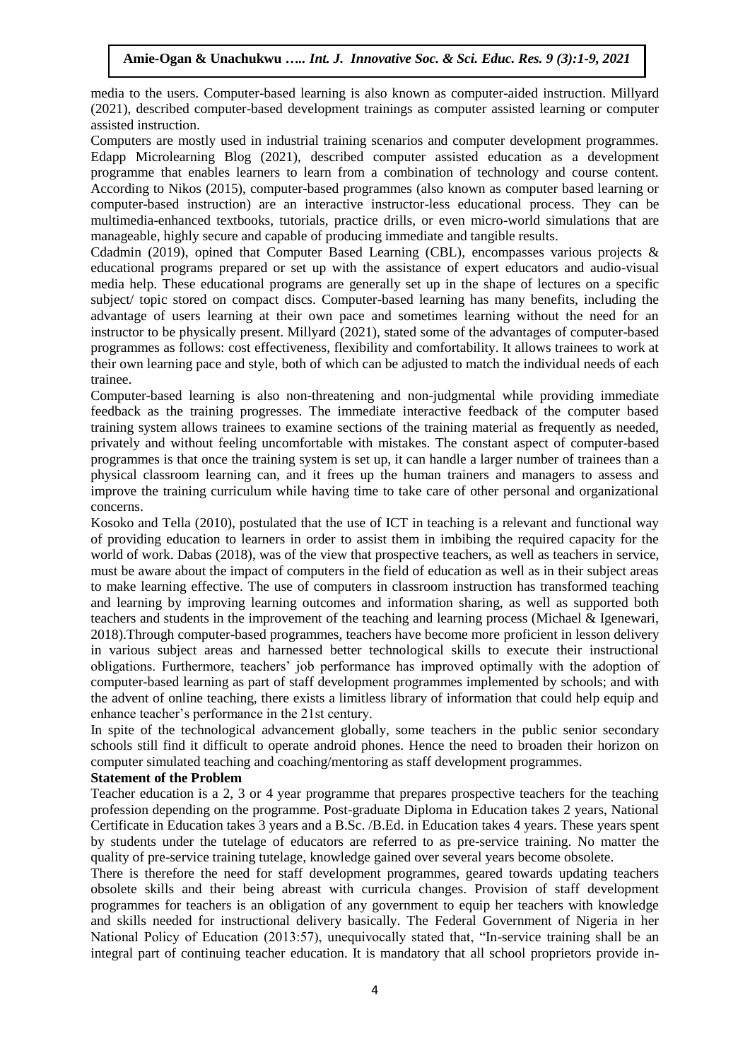media to the users. Computer-based learning is also known as computer-aided instruction. Millyard (2021), described computer-based development trainings as computer assisted learning or computer assisted instruction.

Computers are mostly used in industrial training scenarios and computer development programmes. Edapp Microlearning Blog (2021), described computer assisted education as a development programme that enables learners to learn from a combination of technology and course content. According to Nikos (2015), computer-based programmes (also known as computer based learning or computer-based instruction) are an interactive instructor-less educational process. They can be multimedia-enhanced textbooks, tutorials, practice drills, or even micro-world simulations that are manageable, highly secure and capable of producing immediate and tangible results.

Cdadmin (2019), opined that Computer Based Learning (CBL), encompasses various projects & educational programs prepared or set up with the assistance of expert educators and audio-visual media help. These educational programs are generally set up in the shape of lectures on a specific subject/ topic stored on compact discs. Computer-based learning has many benefits, including the advantage of users learning at their own pace and sometimes learning without the need for an instructor to be physically present. Millyard (2021), stated some of the advantages of computer-based programmes as follows: cost effectiveness, flexibility and comfortability. It allows trainees to work at their own learning pace and style, both of which can be adjusted to match the individual needs of each trainee.

Computer-based learning is also non-threatening and non-judgmental while providing immediate feedback as the training progresses. The immediate interactive feedback of the computer based training system allows trainees to examine sections of the training material as frequently as needed, privately and without feeling uncomfortable with mistakes. The constant aspect of computer-based programmes is that once the training system is set up, it can handle a larger number of trainees than a physical classroom learning can, and it frees up the human trainers and managers to assess and improve the training curriculum while having time to take care of other personal and organizational concerns.

Kosoko and Tella (2010), postulated that the use of ICT in teaching is a relevant and functional way of providing education to learners in order to assist them in imbibing the required capacity for the world of work. Dabas (2018), was of the view that prospective teachers, as well as teachers in service, must be aware about the impact of computers in the field of education as well as in their subject areas to make learning effective. The use of computers in classroom instruction has transformed teaching and learning by improving learning outcomes and information sharing, as well as supported both teachers and students in the improvement of the teaching and learning process (Michael & Igenewari, 2018).Through computer-based programmes, teachers have become more proficient in lesson delivery in various subject areas and harnessed better technological skills to execute their instructional obligations. Furthermore, teachers' job performance has improved optimally with the adoption of computer-based learning as part of staff development programmes implemented by schools; and with the advent of online teaching, there exists a limitless library of information that could help equip and enhance teacher's performance in the 21st century.

In spite of the technological advancement globally, some teachers in the public senior secondary schools still find it difficult to operate android phones. Hence the need to broaden their horizon on computer simulated teaching and coaching/mentoring as staff development programmes.

**Statement of the Problem**

Teacher education is a 2, 3 or 4 year programme that prepares prospective teachers for the teaching profession depending on the programme. Post-graduate Diploma in Education takes 2 years, National Certificate in Education takes 3 years and a B.Sc. /B.Ed. in Education takes 4 years. These years spent by students under the tutelage of educators are referred to as pre-service training. No matter the quality of pre-service training tutelage, knowledge gained over several years become obsolete.

There is therefore the need for staff development programmes, geared towards updating teachers obsolete skills and their being abreast with curricula changes. Provision of staff development programmes for teachers is an obligation of any government to equip her teachers with knowledge and skills needed for instructional delivery basically. The Federal Government of Nigeria in her National Policy of Education (2013:57), unequivocally stated that, "In-service training shall be an integral part of continuing teacher education. It is mandatory that all school proprietors provide in-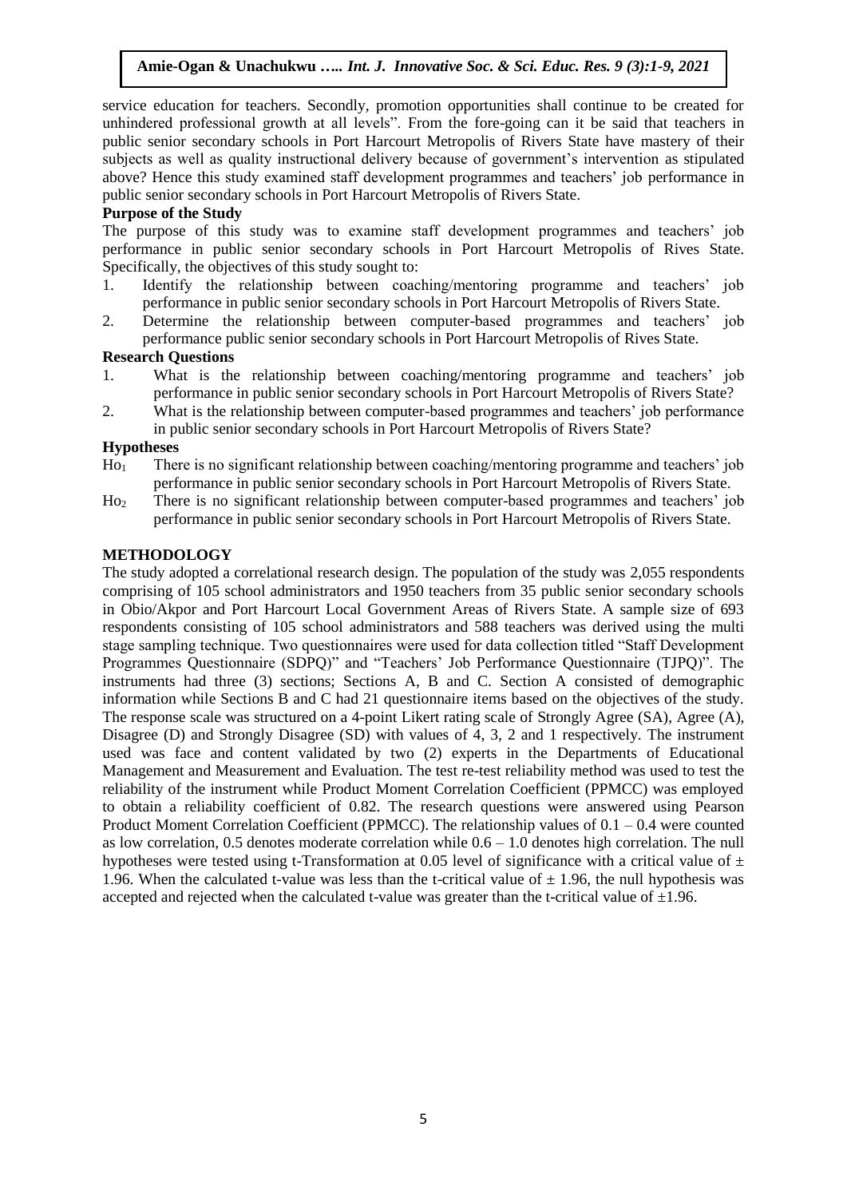service education for teachers. Secondly, promotion opportunities shall continue to be created for unhindered professional growth at all levels". From the fore-going can it be said that teachers in public senior secondary schools in Port Harcourt Metropolis of Rivers State have mastery of their subjects as well as quality instructional delivery because of government's intervention as stipulated above? Hence this study examined staff development programmes and teachers' job performance in public senior secondary schools in Port Harcourt Metropolis of Rivers State.

**Purpose of the Study**

The purpose of this study was to examine staff development programmes and teachers' job performance in public senior secondary schools in Port Harcourt Metropolis of Rives State. Specifically, the objectives of this study sought to:

1. Identify the relationship between coaching/mentoring programme and teachers' job performance in public senior secondary schools in Port Harcourt Metropolis of Rivers State.
2. Determine the relationship between computer-based programmes and teachers' job performance public senior secondary schools in Port Harcourt Metropolis of Rives State.

**Research Questions**

1. What is the relationship between coaching/mentoring programme and teachers' job performance in public senior secondary schools in Port Harcourt Metropolis of Rivers State?
2. What is the relationship between computer-based programmes and teachers' job performance in public senior secondary schools in Port Harcourt Metropolis of Rivers State?

**Hypotheses**

$Ho_1$ There is no significant relationship between coaching/mentoring programme and teachers' job performance in public senior secondary schools in Port Harcourt Metropolis of Rivers State.

$Ho_2$ There is no significant relationship between computer-based programmes and teachers' job performance in public senior secondary schools in Port Harcourt Metropolis of Rivers State.

## METHODOLOGY

The study adopted a correlational research design. The population of the study was 2,055 respondents comprising of 105 school administrators and 1950 teachers from 35 public senior secondary schools in Obio/Akpor and Port Harcourt Local Government Areas of Rivers State. A sample size of 693 respondents consisting of 105 school administrators and 588 teachers was derived using the multi stage sampling technique. Two questionnaires were used for data collection titled "Staff Development Programmes Questionnaire (SDPQ)" and "Teachers' Job Performance Questionnaire (TJPQ)". The instruments had three (3) sections; Sections A, B and C. Section A consisted of demographic information while Sections B and C had 21 questionnaire items based on the objectives of the study. The response scale was structured on a 4-point Likert rating scale of Strongly Agree (SA), Agree (A), Disagree (D) and Strongly Disagree (SD) with values of 4, 3, 2 and 1 respectively. The instrument used was face and content validated by two (2) experts in the Departments of Educational Management and Measurement and Evaluation. The test re-test reliability method was used to test the reliability of the instrument while Product Moment Correlation Coefficient (PPMCC) was employed to obtain a reliability coefficient of 0.82. The research questions were answered using Pearson Product Moment Correlation Coefficient (PPMCC). The relationship values of 0.1 – 0.4 were counted as low correlation, 0.5 denotes moderate correlation while 0.6 – 1.0 denotes high correlation. The null hypotheses were tested using t-Transformation at 0.05 level of significance with a critical value of $\pm$ 1.96. When the calculated t-value was less than the t-critical value of $\pm$ 1.96, the null hypothesis was accepted and rejected when the calculated t-value was greater than the t-critical value of $\pm$1.96.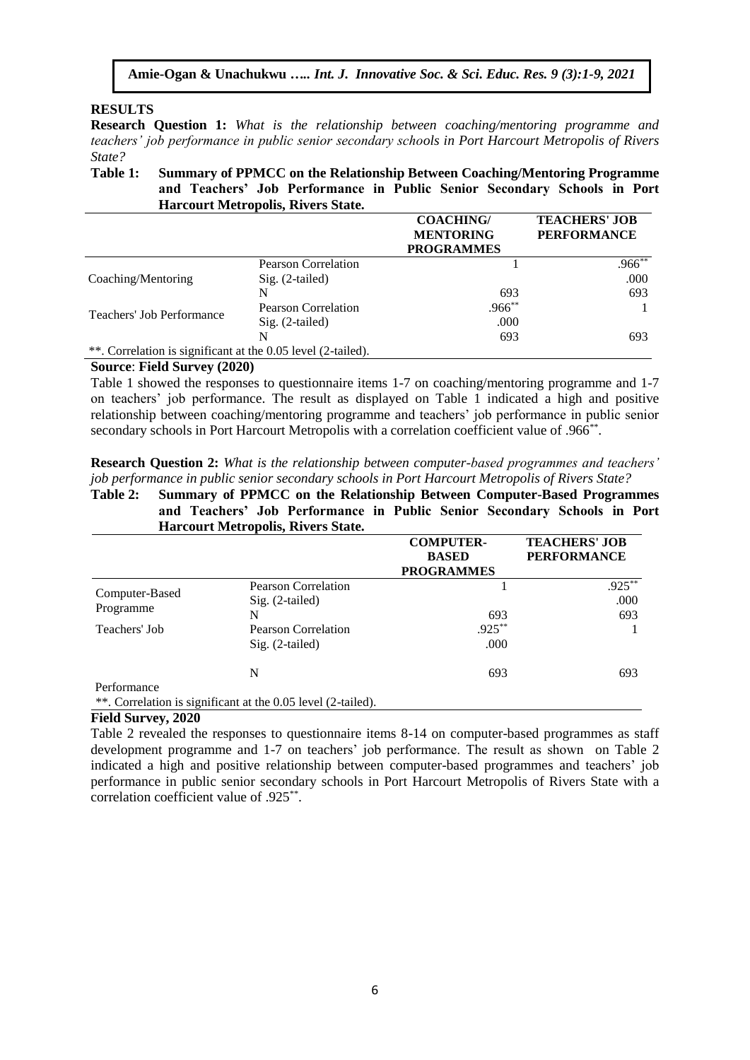## RESULTS

**Research Question 1:** *What is the relationship between coaching/mentoring programme and teachers' job performance in public senior secondary schools in Port Harcourt Metropolis of Rivers State?*

**Table 1: Summary of PPMCC on the Relationship Between Coaching/Mentoring Programme and Teachers' Job Performance in Public Senior Secondary Schools in Port Harcourt Metropolis, Rivers State.**

| | | COACHING/ MENTORING PROGRAMMES | TEACHERS' JOB PERFORMANCE |
|---|---|---|---|
| Coaching/Mentoring | Pearson Correlation | 1 | .966** |
| | Sig. (2-tailed) | | .000 |
| | N | 693 | 693 |
| Teachers' Job Performance | Pearson Correlation | .966** | 1 |
| | Sig. (2-tailed) | .000 | |
| | N | 693 | 693 |

**. Correlation is significant at the 0.05 level (2-tailed).

**Source**: **Field Survey (2020)**

Table 1 showed the responses to questionnaire items 1-7 on coaching/mentoring programme and 1-7 on teachers' job performance. The result as displayed on Table 1 indicated a high and positive relationship between coaching/mentoring programme and teachers' job performance in public senior secondary schools in Port Harcourt Metropolis with a correlation coefficient value of .966**.

**Research Question 2:** *What is the relationship between computer-based programmes and teachers' job performance in public senior secondary schools in Port Harcourt Metropolis of Rivers State?*

**Table 2: Summary of PPMCC on the Relationship Between Computer-Based Programmes and Teachers' Job Performance in Public Senior Secondary Schools in Port Harcourt Metropolis, Rivers State.**

| | | COMPUTER-BASED PROGRAMMES | TEACHERS' JOB PERFORMANCE |
|---|---|---|---|
| Computer-Based Programme | Pearson Correlation | 1 | .925** |
| | Sig. (2-tailed) | | .000 |
| | N | 693 | 693 |
| Teachers' Job Performance | Pearson Correlation | .925** | 1 |
| | Sig. (2-tailed) | .000 | |
| | N | 693 | 693 |

**. Correlation is significant at the 0.05 level (2-tailed).

**Field Survey, 2020**

Table 2 revealed the responses to questionnaire items 8-14 on computer-based programmes as staff development programme and 1-7 on teachers' job performance. The result as shown on Table 2 indicated a high and positive relationship between computer-based programmes and teachers' job performance in public senior secondary schools in Port Harcourt Metropolis of Rivers State with a correlation coefficient value of .925**.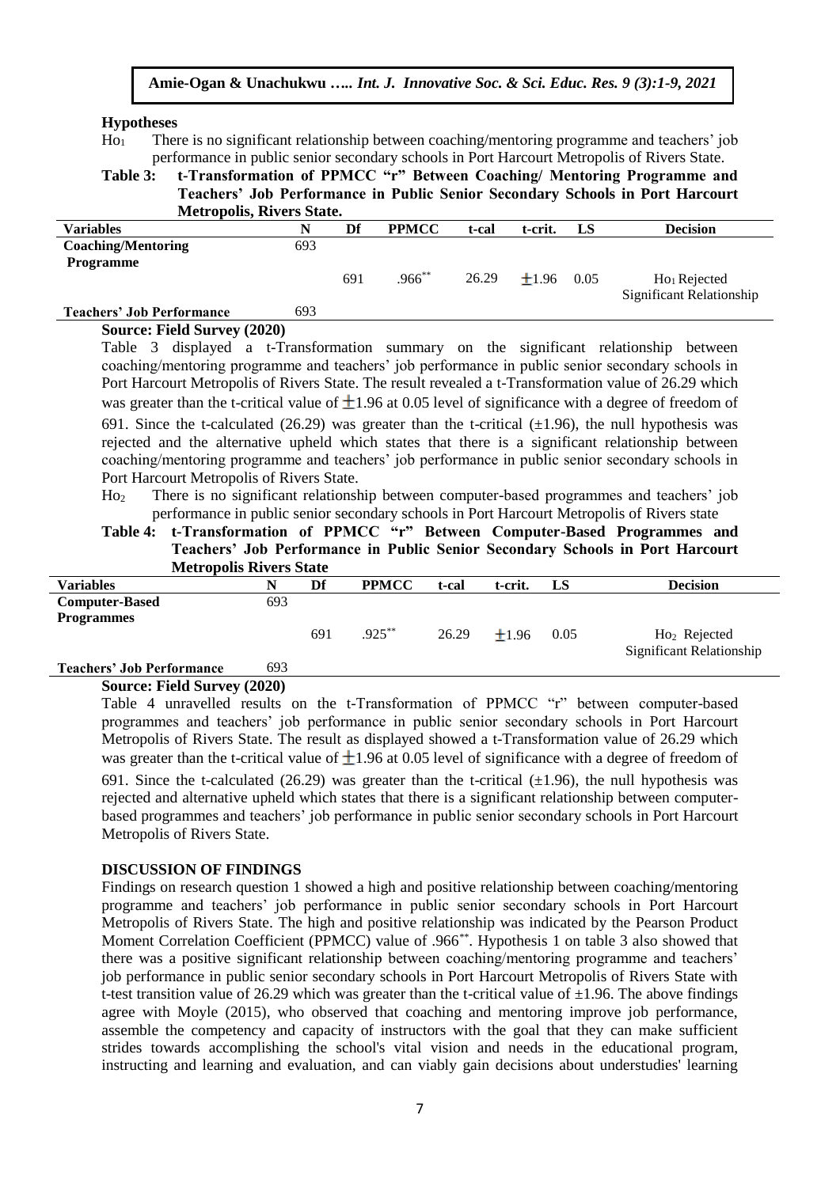### Hypotheses

$Ho_1$ There is no significant relationship between coaching/mentoring programme and teachers' job performance in public senior secondary schools in Port Harcourt Metropolis of Rivers State.

**Table 3: t-Transformation of PPMCC "r" Between Coaching/ Mentoring Programme and Teachers' Job Performance in Public Senior Secondary Schools in Port Harcourt Metropolis, Rivers State.**

| Variables | N | Df | PPMCC | t-cal | t-crit. | LS | Decision |
|---|---|---|---|---|---|---|---|
| **Coaching/Mentoring Programme** | 693 | | | | | | |
| | | 691 | .966** | 26.29 | ±1.96 | 0.05 | $Ho_1$ Rejected Significant Relationship |
| **Teachers' Job Performance** | 693 | | | | | | |

**Source: Field Survey (2020)**

Table 3 displayed a t-Transformation summary on the significant relationship between coaching/mentoring programme and teachers' job performance in public senior secondary schools in Port Harcourt Metropolis of Rivers State. The result revealed a t-Transformation value of 26.29 which was greater than the t-critical value of ±1.96 at 0.05 level of significance with a degree of freedom of 691. Since the t-calculated (26.29) was greater than the t-critical (±1.96), the null hypothesis was rejected and the alternative upheld which states that there is a significant relationship between coaching/mentoring programme and teachers' job performance in public senior secondary schools in Port Harcourt Metropolis of Rivers State.

$Ho_2$ There is no significant relationship between computer-based programmes and teachers' job performance in public senior secondary schools in Port Harcourt Metropolis of Rivers state

**Table 4: t-Transformation of PPMCC "r" Between Computer-Based Programmes and Teachers' Job Performance in Public Senior Secondary Schools in Port Harcourt Metropolis Rivers State**

| Variables | N | Df | PPMCC | t-cal | t-crit. | LS | Decision |
|---|---|---|---|---|---|---|---|
| **Computer-Based Programmes** | 693 | | | | | | |
| | | 691 | .925** | 26.29 | ±1.96 | 0.05 | $Ho_2$ Rejected Significant Relationship |
| **Teachers' Job Performance** | 693 | | | | | | |

**Source: Field Survey (2020)**

Table 4 unravelled results on the t-Transformation of PPMCC "r" between computer-based programmes and teachers' job performance in public senior secondary schools in Port Harcourt Metropolis of Rivers State. The result as displayed showed a t-Transformation value of 26.29 which was greater than the t-critical value of ±1.96 at 0.05 level of significance with a degree of freedom of 691. Since the t-calculated (26.29) was greater than the t-critical (±1.96), the null hypothesis was rejected and alternative upheld which states that there is a significant relationship between computer-based programmes and teachers' job performance in public senior secondary schools in Port Harcourt Metropolis of Rivers State.

### DISCUSSION OF FINDINGS

Findings on research question 1 showed a high and positive relationship between coaching/mentoring programme and teachers' job performance in public senior secondary schools in Port Harcourt Metropolis of Rivers State. The high and positive relationship was indicated by the Pearson Product Moment Correlation Coefficient (PPMCC) value of .966**. Hypothesis 1 on table 3 also showed that there was a positive significant relationship between coaching/mentoring programme and teachers' job performance in public senior secondary schools in Port Harcourt Metropolis of Rivers State with t-test transition value of 26.29 which was greater than the t-critical value of ±1.96. The above findings agree with Moyle (2015), who observed that coaching and mentoring improve job performance, assemble the competency and capacity of instructors with the goal that they can make sufficient strides towards accomplishing the school's vital vision and needs in the educational program, instructing and learning and evaluation, and can viably gain decisions about understudies' learning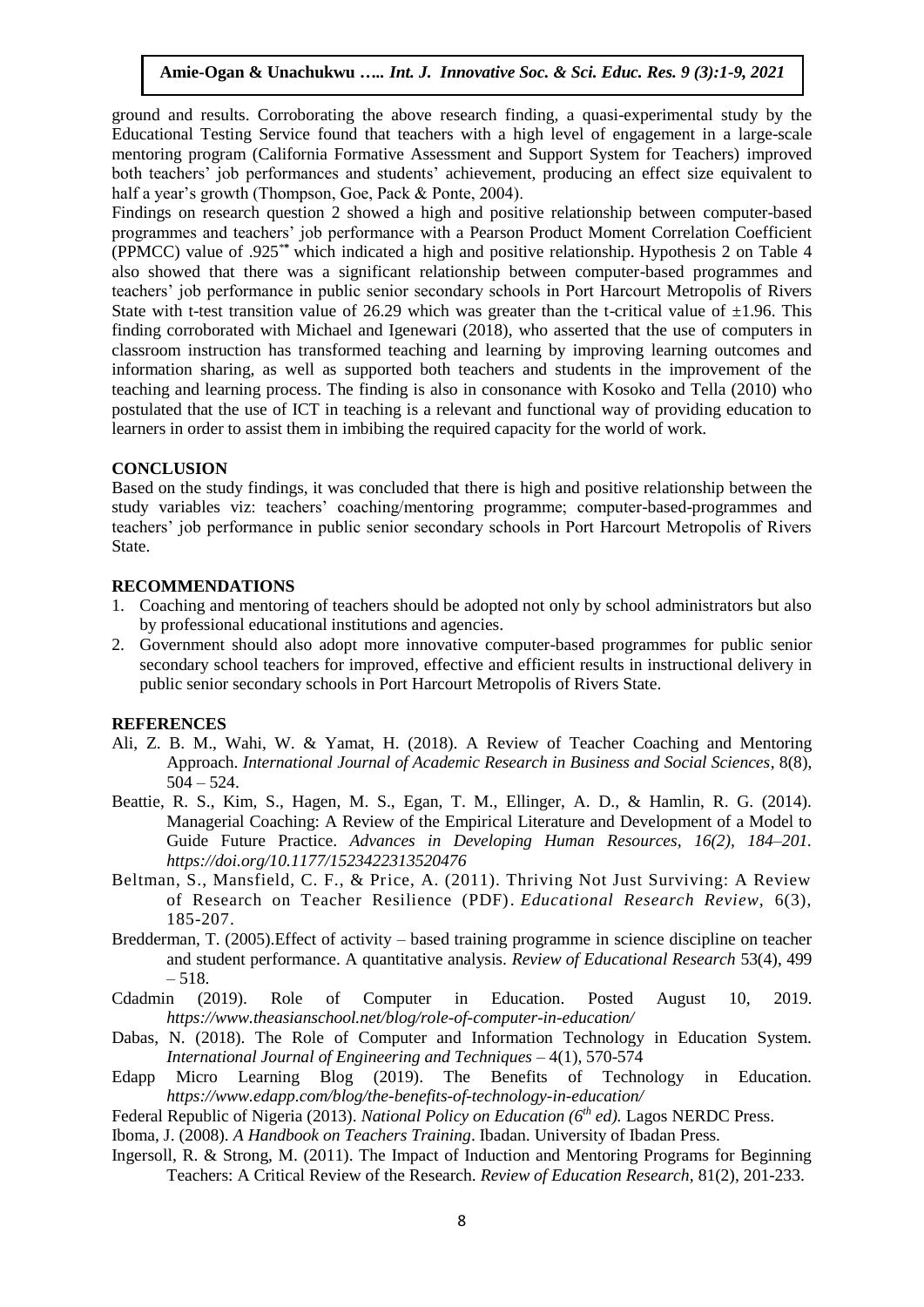ground and results. Corroborating the above research finding, a quasi-experimental study by the Educational Testing Service found that teachers with a high level of engagement in a large-scale mentoring program (California Formative Assessment and Support System for Teachers) improved both teachers' job performances and students' achievement, producing an effect size equivalent to half a year's growth (Thompson, Goe, Pack & Ponte, 2004).

Findings on research question 2 showed a high and positive relationship between computer-based programmes and teachers' job performance with a Pearson Product Moment Correlation Coefficient (PPMCC) value of .925** which indicated a high and positive relationship. Hypothesis 2 on Table 4 also showed that there was a significant relationship between computer-based programmes and teachers' job performance in public senior secondary schools in Port Harcourt Metropolis of Rivers State with t-test transition value of 26.29 which was greater than the t-critical value of ±1.96. This finding corroborated with Michael and Igenewari (2018), who asserted that the use of computers in classroom instruction has transformed teaching and learning by improving learning outcomes and information sharing, as well as supported both teachers and students in the improvement of the teaching and learning process. The finding is also in consonance with Kosoko and Tella (2010) who postulated that the use of ICT in teaching is a relevant and functional way of providing education to learners in order to assist them in imbibing the required capacity for the world of work.

## CONCLUSION

Based on the study findings, it was concluded that there is high and positive relationship between the study variables viz: teachers' coaching/mentoring programme; computer-based-programmes and teachers' job performance in public senior secondary schools in Port Harcourt Metropolis of Rivers State.

## RECOMMENDATIONS

1. Coaching and mentoring of teachers should be adopted not only by school administrators but also by professional educational institutions and agencies.
2. Government should also adopt more innovative computer-based programmes for public senior secondary school teachers for improved, effective and efficient results in instructional delivery in public senior secondary schools in Port Harcourt Metropolis of Rivers State.

## REFERENCES

Ali, Z. B. M., Wahi, W. & Yamat, H. (2018). A Review of Teacher Coaching and Mentoring Approach. *International Journal of Academic Research in Business and Social Sciences*, 8(8), 504 – 524.

Beattie, R. S., Kim, S., Hagen, M. S., Egan, T. M., Ellinger, A. D., & Hamlin, R. G. (2014). Managerial Coaching: A Review of the Empirical Literature and Development of a Model to Guide Future Practice. *Advances in Developing Human Resources, 16(2), 184–201. https://doi.org/10.1177/1523422313520476*

Beltman, S., Mansfield, C. F., & Price, A. (2011). Thriving Not Just Surviving: A Review of Research on Teacher Resilience (PDF). *Educational Research Review*, 6(3), 185-207.

Bredderman, T. (2005).Effect of activity – based training programme in science discipline on teacher and student performance. A quantitative analysis. *Review of Educational Research* 53(4), 499 – 518.

Cdadmin (2019). Role of Computer in Education. Posted August 10, 2019. *https://www.theasianschool.net/blog/role-of-computer-in-education/*

Dabas, N. (2018). The Role of Computer and Information Technology in Education System. *International Journal of Engineering and Techniques* – 4(1), 570-574

Edapp Micro Learning Blog (2019). The Benefits of Technology in Education. *https://www.edapp.com/blog/the-benefits-of-technology-in-education/*

Federal Republic of Nigeria (2013). *National Policy on Education (6th ed).* Lagos NERDC Press.

Iboma, J. (2008). *A Handbook on Teachers Training*. Ibadan. University of Ibadan Press.

Ingersoll, R. & Strong, M. (2011). The Impact of Induction and Mentoring Programs for Beginning Teachers: A Critical Review of the Research. *Review of Education Research*, 81(2), 201-233.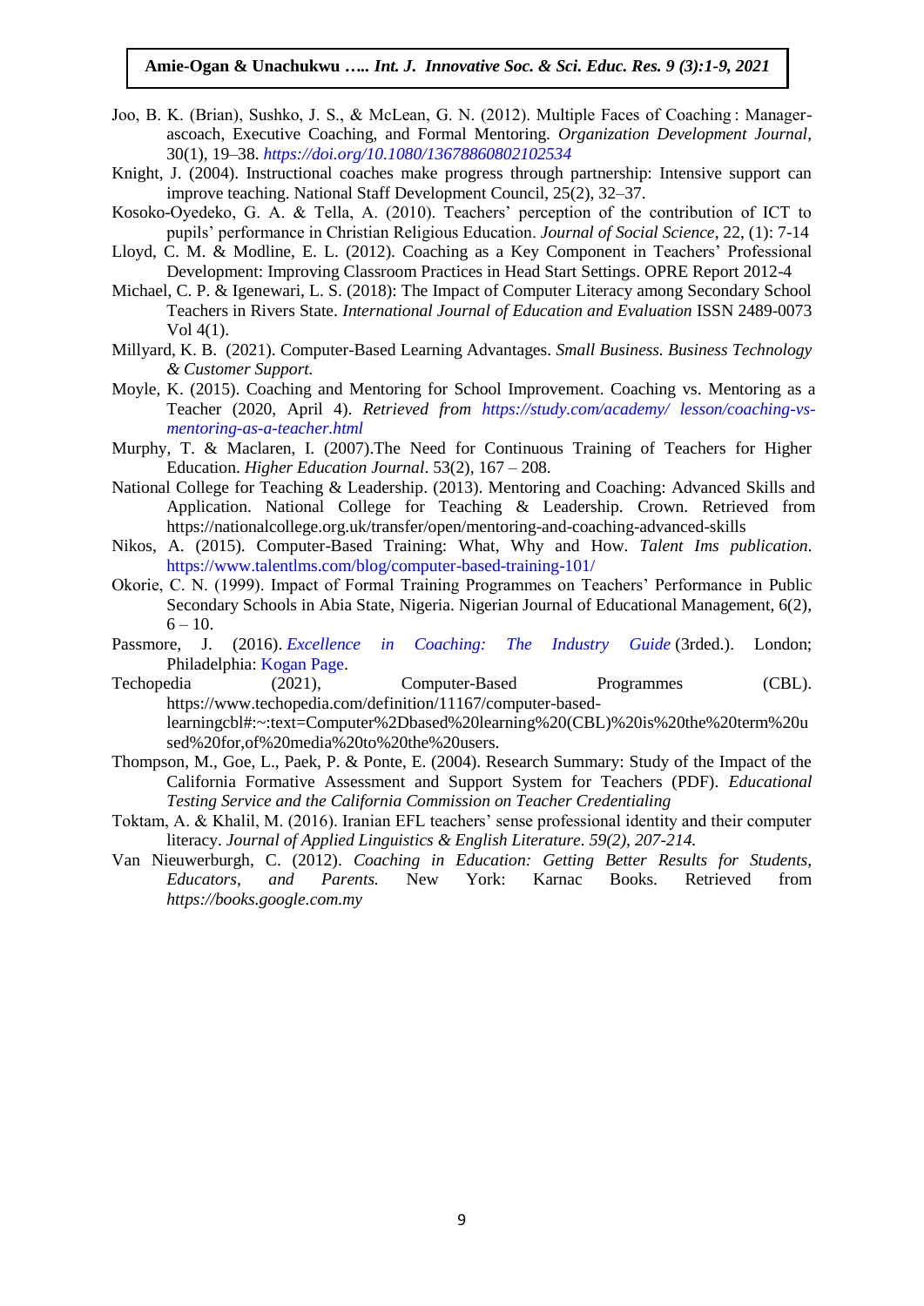Joo, B. K. (Brian), Sushko, J. S., & McLean, G. N. (2012). Multiple Faces of Coaching : Manager-ascoach, Executive Coaching, and Formal Mentoring. *Organization Development Journal*, 30(1), 19–38. *https://doi.org/10.1080/13678860802102534*

Knight, J. (2004). Instructional coaches make progress through partnership: Intensive support can improve teaching. National Staff Development Council, 25(2), 32–37.

Kosoko-Oyedeko, G. A. & Tella, A. (2010). Teachers' perception of the contribution of ICT to pupils' performance in Christian Religious Education. *Journal of Social Science*, 22, (1): 7-14

Lloyd, C. M. & Modline, E. L. (2012). Coaching as a Key Component in Teachers' Professional Development: Improving Classroom Practices in Head Start Settings. OPRE Report 2012-4

Michael, C. P. & Igenewari, L. S. (2018): The Impact of Computer Literacy among Secondary School Teachers in Rivers State. *International Journal of Education and Evaluation* ISSN 2489-0073 Vol 4(1).

Millyard, K. B. (2021). Computer-Based Learning Advantages. *Small Business. Business Technology & Customer Support.*

Moyle, K. (2015). Coaching and Mentoring for School Improvement. Coaching vs. Mentoring as a Teacher (2020, April 4). *Retrieved from https://study.com/academy/ lesson/coaching-vs-mentoring-as-a-teacher.html*

Murphy, T. & Maclaren, I. (2007).The Need for Continuous Training of Teachers for Higher Education. *Higher Education Journal*. 53(2), 167 – 208.

National College for Teaching & Leadership. (2013). Mentoring and Coaching: Advanced Skills and Application. National College for Teaching & Leadership. Crown. Retrieved from https://nationalcollege.org.uk/transfer/open/mentoring-and-coaching-advanced-skills

Nikos, A. (2015). Computer-Based Training: What, Why and How. *Talent Ims publication.* https://www.talentlms.com/blog/computer-based-training-101/

Okorie, C. N. (1999). Impact of Formal Training Programmes on Teachers' Performance in Public Secondary Schools in Abia State, Nigeria. Nigerian Journal of Educational Management, 6(2), 6 – 10.

Passmore, J. (2016). *Excellence in Coaching: The Industry Guide* (3rded.). London; Philadelphia: Kogan Page.

Techopedia (2021), Computer-Based Programmes (CBL). https://www.techopedia.com/definition/11167/computer-based-learningcbl#:~:text=Computer%2Dbased%20learning%20(CBL)%20is%20the%20term%20used%20for,of%20media%20to%20the%20users.

Thompson, M., Goe, L., Paek, P. & Ponte, E. (2004). Research Summary: Study of the Impact of the California Formative Assessment and Support System for Teachers (PDF). *Educational Testing Service and the California Commission on Teacher Credentialing*

Toktam, A. & Khalil, M. (2016). Iranian EFL teachers' sense professional identity and their computer literacy. *Journal of Applied Linguistics & English Literature. 59(2), 207-214.*

Van Nieuwerburgh, C. (2012). *Coaching in Education: Getting Better Results for Students, Educators, and Parents.* New York: Karnac Books. Retrieved from *https://books.google.com.my*